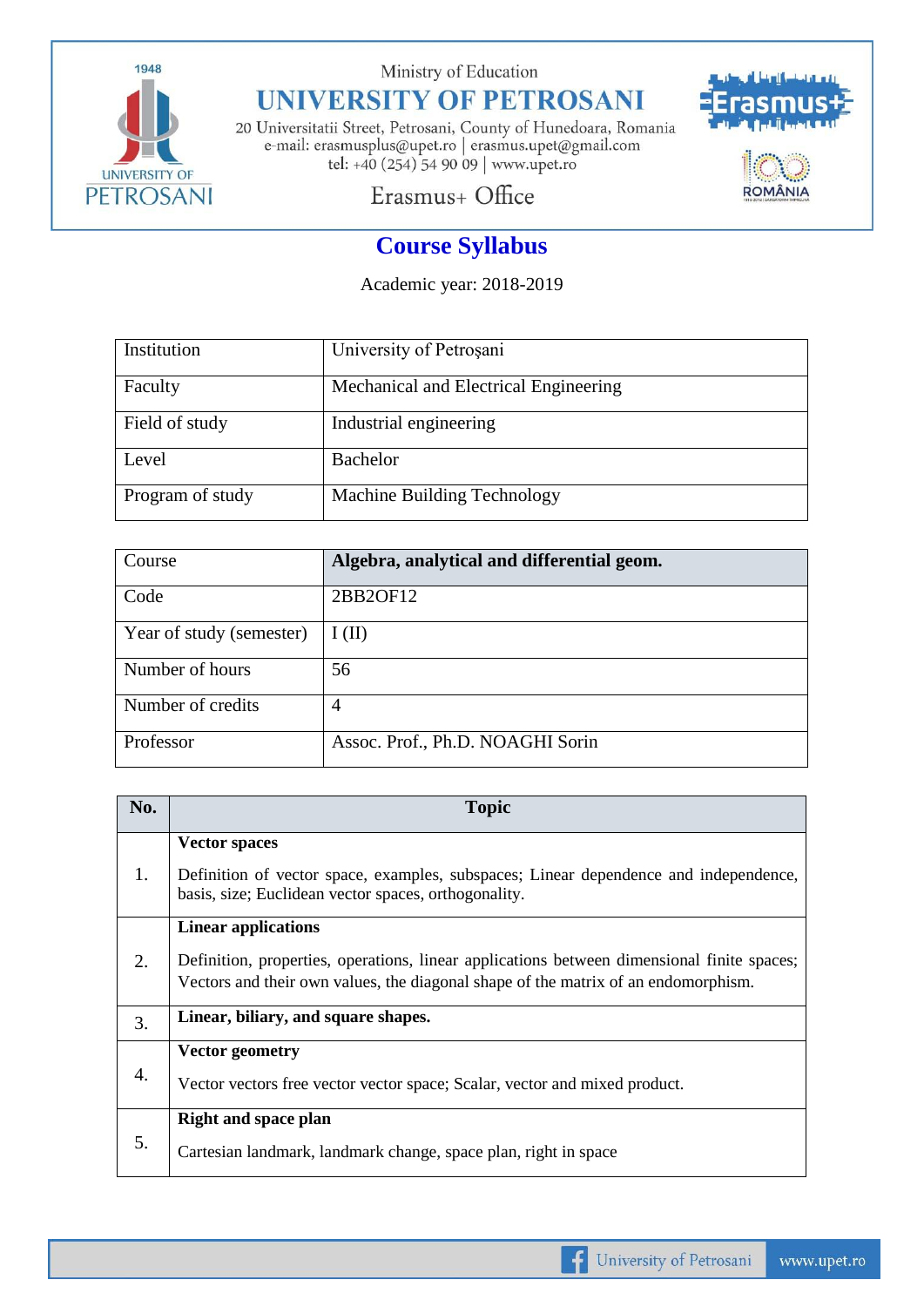Ministry of Education

# UNIVERSITY OF PETROSANI

20 Universitatii Street, Petrosani, County of Hunedoara, Romania
e-mail: erasmusplus@upet.ro | erasmus.upet@gmail.com
tel: +40 (254) 54 90 09 | www.upet.ro

Erasmus+ Office

## Course Syllabus

Academic year: 2018-2019

| Institution | University of Petroşani |
|---|---|
| Faculty | Mechanical and Electrical Engineering |
| Field of study | Industrial engineering |
| Level | Bachelor |
| Program of study | Machine Building Technology |

| Course | **Algebra, analytical and differential geom.** |
|---|---|
| Code | 2BB2OF12 |
| Year of study (semester) | I (II) |
| Number of hours | 56 |
| Number of credits | 4 |
| Professor | Assoc. Prof., Ph.D. NOAGHI Sorin |

| No. | Topic |
|---|---|
| 1. | **Vector spaces**<br>Definition of vector space, examples, subspaces; Linear dependence and independence, basis, size; Euclidean vector spaces, orthogonality. |
| 2. | **Linear applications**<br>Definition, properties, operations, linear applications between dimensional finite spaces; Vectors and their own values, the diagonal shape of the matrix of an endomorphism. |
| 3. | **Linear, biliary, and square shapes.** |
| 4. | **Vector geometry**<br>Vector vectors free vector vector space; Scalar, vector and mixed product. |
| 5. | **Right and space plan**<br>Cartesian landmark, landmark change, space plan, right in space |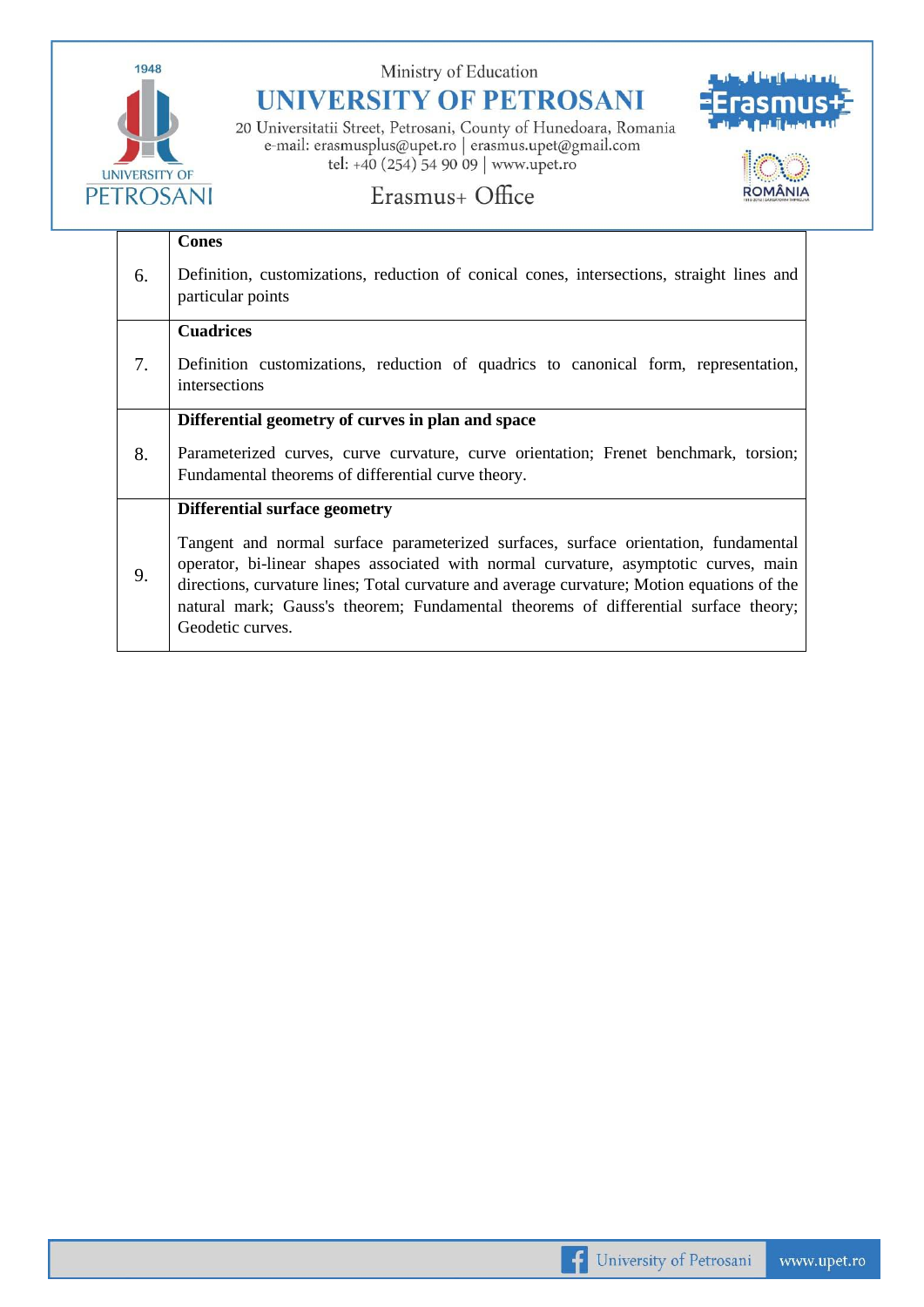| | |
|---|---|
| 6. | **Cones**<br><br>Definition, customizations, reduction of conical cones, intersections, straight lines and particular points |
| 7. | **Cuadrices**<br><br>Definition customizations, reduction of quadrics to canonical form, representation, intersections |
| 8. | **Differential geometry of curves in plan and space**<br><br>Parameterized curves, curve curvature, curve orientation; Frenet benchmark, torsion; Fundamental theorems of differential curve theory. |
| 9. | **Differential surface geometry**<br><br>Tangent and normal surface parameterized surfaces, surface orientation, fundamental operator, bi-linear shapes associated with normal curvature, asymptotic curves, main directions, curvature lines; Total curvature and average curvature; Motion equations of the natural mark; Gauss's theorem; Fundamental theorems of differential surface theory; Geodetic curves. |